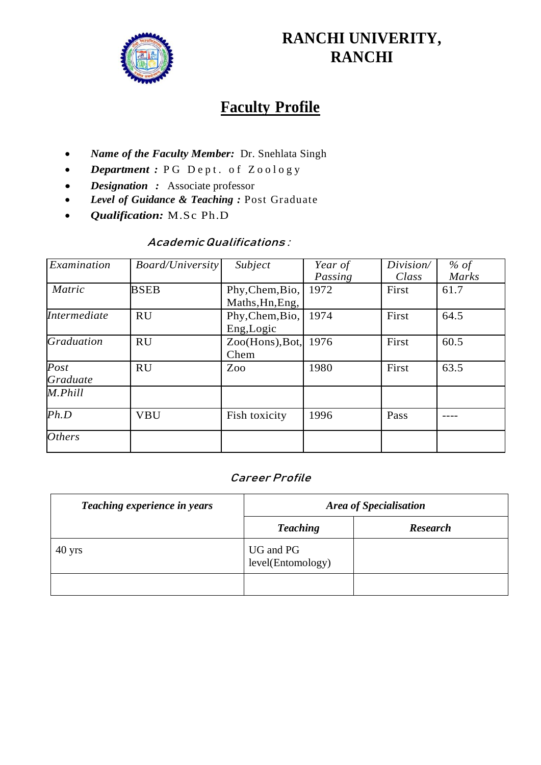# RANCHI UNIVERITY, RANCHI

## Faculty Profile

- ***Name of the Faculty Member:*** Dr. Snehlata Singh
- ***Department :*** PG Dept. of Zoology
- ***Designation :*** Associate professor
- ***Level of Guidance & Teaching :*** Post Graduate
- ***Qualification:*** M.Sc Ph.D

### *Academic Qualifications* :

| *Examination* | *Board/University* | *Subject* | *Year of Passing* | *Division/ Class* | *% of Marks* |
|---|---|---|---|---|---|
| *Matric* | BSEB | Phy,Chem,Bio, Maths,Hn,Eng, | 1972 | First | 61.7 |
| *Intermediate* | RU | Phy,Chem,Bio, Eng,Logic | 1974 | First | 64.5 |
| *Graduation* | RU | Zoo(Hons),Bot, Chem | 1976 | First | 60.5 |
| *Post Graduate* | RU | Zoo | 1980 | First | 63.5 |
| *M.Phill* | | | | | |
| *Ph.D* | VBU | Fish toxicity | 1996 | Pass | ---- |
| *Others* | | | | | |

### *Career Profile*

| *Teaching experience in years* | *Area of Specialisation* | |
|---|---|---|
| | *Teaching* | *Research* |
| 40 yrs | UG and PG level(Entomology) | |
| | | |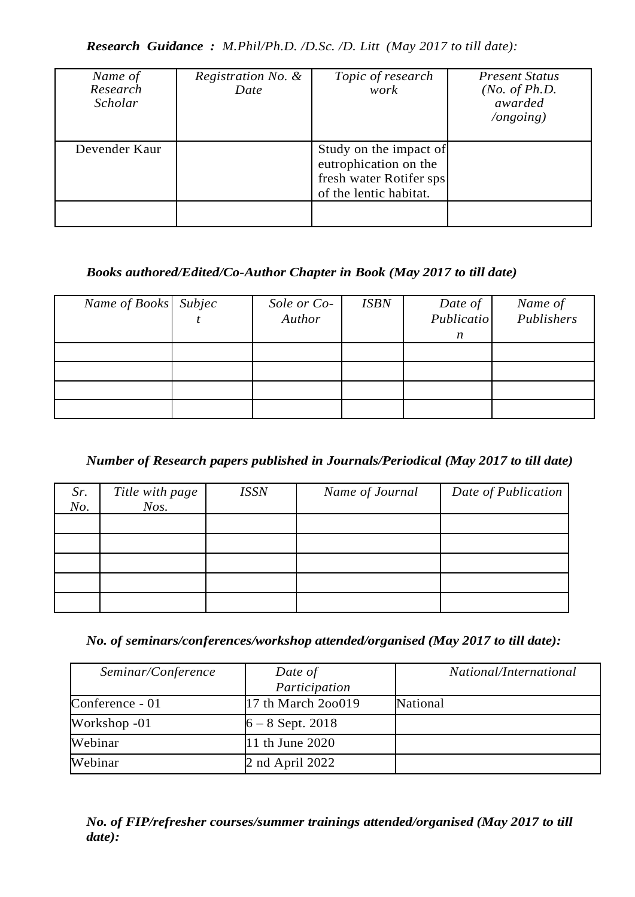***Research Guidance :*** *M.Phil/Ph.D. /D.Sc. /D. Litt (May 2017 to till date):*

| *Name of Research Scholar* | *Registration No. & Date* | *Topic of research work* | *Present Status (No. of Ph.D. awarded /ongoing)* |
|---|---|---|---|
| Devender Kaur | | Study on the impact of eutrophication on the fresh water Rotifer sps of the lentic habitat. | |
| | | | |

***Books authored/Edited/Co-Author Chapter in Book (May 2017 to till date)***

| *Name of Books* | *Subject* | *Sole or Co-Author* | *ISBN* | *Date of Publication* | *Name of Publishers* |
|---|---|---|---|---|---|
| | | | | | |
| | | | | | |
| | | | | | |
| | | | | | |

***Number of Research papers published in Journals/Periodical (May 2017 to till date)***

| *Sr. No.* | *Title with page Nos.* | *ISSN* | *Name of Journal* | *Date of Publication* |
|---|---|---|---|---|
| | | | | |
| | | | | |
| | | | | |
| | | | | |
| | | | | |

***No. of seminars/conferences/workshop attended/organised (May 2017 to till date):***

| *Seminar/Conference* | *Date of Participation* | *National/International* |
|---|---|---|
| Conference - 01 | 17 th March 2oo019 | National |
| Workshop -01 | 6 – 8 Sept. 2018 | |
| Webinar | 11 th June 2020 | |
| Webinar | 2 nd April 2022 | |

***No. of FIP/refresher courses/summer trainings attended/organised (May 2017 to till date):***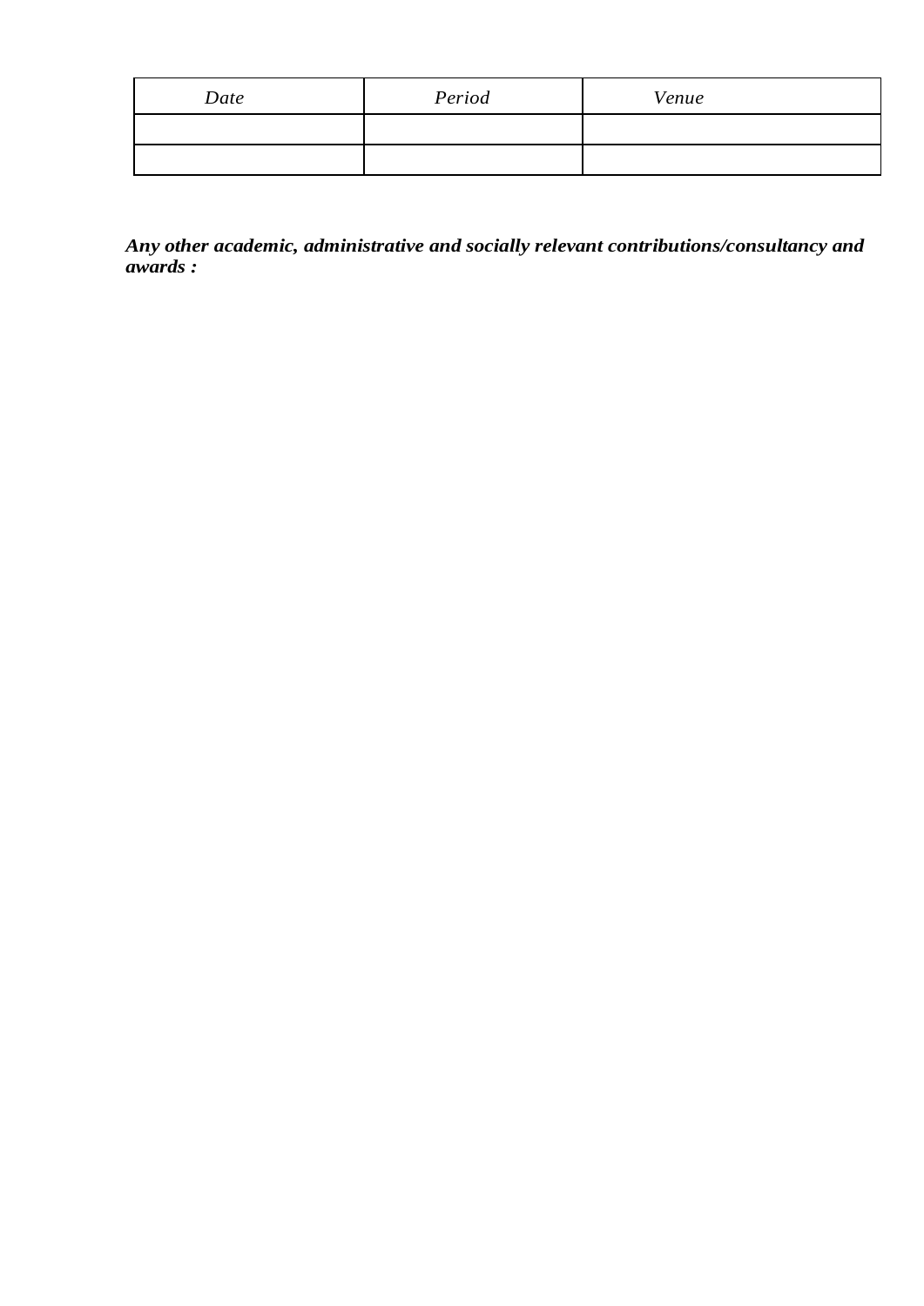| *Date* | *Period* | *Venue* |
| --- | --- | --- |
| | | |
| | | |

***Any other academic, administrative and socially relevant contributions/consultancy and awards :***